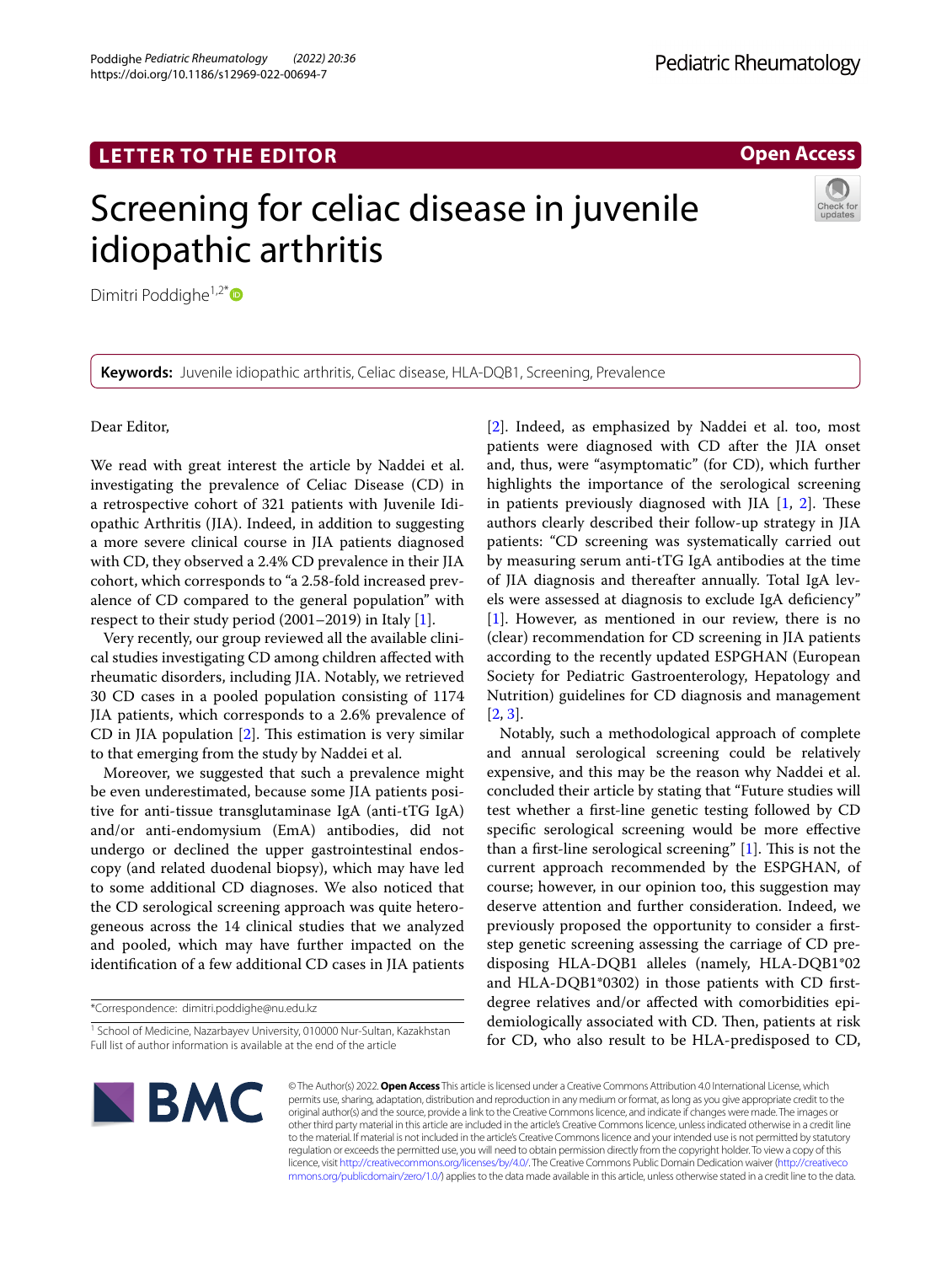LETTER TO THE EDITOR

Open Access

# Screening for celiac disease in juvenile idiopathic arthritis

Dimitri Poddighe[1,2*]

**Keywords:** Juvenile idiopathic arthritis, Celiac disease, HLA-DQB1, Screening, Prevalence

Dear Editor,

We read with great interest the article by Naddei et al. investigating the prevalence of Celiac Disease (CD) in a retrospective cohort of 321 patients with Juvenile Idiopathic Arthritis (JIA). Indeed, in addition to suggesting a more severe clinical course in JIA patients diagnosed with CD, they observed a 2.4% CD prevalence in their JIA cohort, which corresponds to "a 2.58-fold increased prevalence of CD compared to the general population" with respect to their study period (2001–2019) in Italy [1].

Very recently, our group reviewed all the available clinical studies investigating CD among children affected with rheumatic disorders, including JIA. Notably, we retrieved 30 CD cases in a pooled population consisting of 1174 JIA patients, which corresponds to a 2.6% prevalence of CD in JIA population [2]. This estimation is very similar to that emerging from the study by Naddei et al.

Moreover, we suggested that such a prevalence might be even underestimated, because some JIA patients positive for anti-tissue transglutaminase IgA (anti-tTG IgA) and/or anti-endomysium (EmA) antibodies, did not undergo or declined the upper gastrointestinal endoscopy (and related duodenal biopsy), which may have led to some additional CD diagnoses. We also noticed that the CD serological screening approach was quite heterogeneous across the 14 clinical studies that we analyzed and pooled, which may have further impacted on the identification of a few additional CD cases in JIA patients [2]. Indeed, as emphasized by Naddei et al. too, most patients were diagnosed with CD after the JIA onset and, thus, were "asymptomatic" (for CD), which further highlights the importance of the serological screening in patients previously diagnosed with JIA [1, 2]. These authors clearly described their follow-up strategy in JIA patients: "CD screening was systematically carried out by measuring serum anti-tTG IgA antibodies at the time of JIA diagnosis and thereafter annually. Total IgA levels were assessed at diagnosis to exclude IgA deficiency" [1]. However, as mentioned in our review, there is no (clear) recommendation for CD screening in JIA patients according to the recently updated ESPGHAN (European Society for Pediatric Gastroenterology, Hepatology and Nutrition) guidelines for CD diagnosis and management [2, 3].

Notably, such a methodological approach of complete and annual serological screening could be relatively expensive, and this may be the reason why Naddei et al. concluded their article by stating that "Future studies will test whether a first-line genetic testing followed by CD specific serological screening would be more effective than a first-line serological screening" [1]. This is not the current approach recommended by the ESPGHAN, of course; however, in our opinion too, this suggestion may deserve attention and further consideration. Indeed, we previously proposed the opportunity to consider a first-step genetic screening assessing the carriage of CD predisposing HLA-DQB1 alleles (namely, HLA-DQB1*02 and HLA-DQB1*0302) in those patients with CD first-degree relatives and/or affected with comorbidities epidemiologically associated with CD. Then, patients at risk for CD, who also result to be HLA-predisposed to CD,

*Correspondence: dimitri.poddighe@nu.edu.kz

[1] School of Medicine, Nazarbayev University, 010000 Nur-Sultan, Kazakhstan
Full list of author information is available at the end of the article

© The Author(s) 2022. **Open Access** This article is licensed under a Creative Commons Attribution 4.0 International License, which permits use, sharing, adaptation, distribution and reproduction in any medium or format, as long as you give appropriate credit to the original author(s) and the source, provide a link to the Creative Commons licence, and indicate if changes were made. The images or other third party material in this article are included in the article's Creative Commons licence, unless indicated otherwise in a credit line to the material. If material is not included in the article's Creative Commons licence and your intended use is not permitted by statutory regulation or exceeds the permitted use, you will need to obtain permission directly from the copyright holder. To view a copy of this licence, visit http://creativecommons.org/licenses/by/4.0/. The Creative Commons Public Domain Dedication waiver (http://creativecommons.org/publicdomain/zero/1.0/) applies to the data made available in this article, unless otherwise stated in a credit line to the data.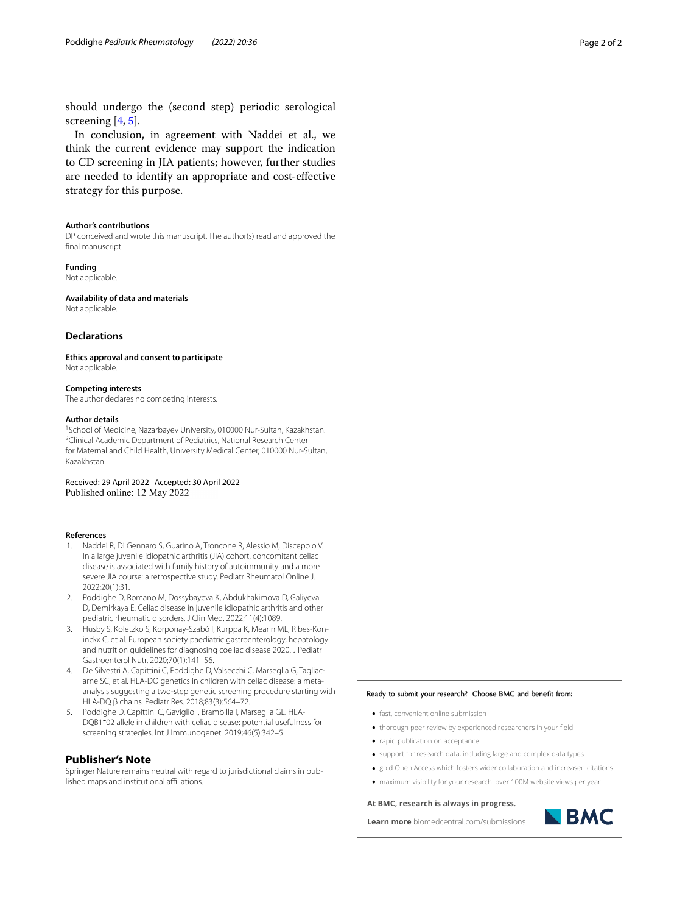should undergo the (second step) periodic serological screening [4, 5].

In conclusion, in agreement with Naddei et al., we think the current evidence may support the indication to CD screening in JIA patients; however, further studies are needed to identify an appropriate and cost-effective strategy for this purpose.

#### Author's contributions
DP conceived and wrote this manuscript. The author(s) read and approved the final manuscript.

#### Funding
Not applicable.

#### Availability of data and materials
Not applicable.

### Declarations

#### Ethics approval and consent to participate
Not applicable.

#### Competing interests
The author declares no competing interests.

#### Author details
[1]School of Medicine, Nazarbayev University, 010000 Nur-Sultan, Kazakhstan. [2]Clinical Academic Department of Pediatrics, National Research Center for Maternal and Child Health, University Medical Center, 010000 Nur-Sultan, Kazakhstan.

Received: 29 April 2022 Accepted: 30 April 2022
Published online: 12 May 2022

#### References

1. Naddei R, Di Gennaro S, Guarino A, Troncone R, Alessio M, Discepolo V. In a large juvenile idiopathic arthritis (JIA) cohort, concomitant celiac disease is associated with family history of autoimmunity and a more severe JIA course: a retrospective study. Pediatr Rheumatol Online J. 2022;20(1):31.
2. Poddighe D, Romano M, Dossybayeva K, Abdukhakimova D, Galiyeva D, Demirkaya E. Celiac disease in juvenile idiopathic arthritis and other pediatric rheumatic disorders. J Clin Med. 2022;11(4):1089.
3. Husby S, Koletzko S, Korponay-Szabó I, Kurppa K, Mearin ML, Ribes-Koninckx C, et al. European society paediatric gastroenterology, hepatology and nutrition guidelines for diagnosing coeliac disease 2020. J Pediatr Gastroenterol Nutr. 2020;70(1):141–56.
4. De Silvestri A, Capittini C, Poddighe D, Valsecchi C, Marseglia G, Tagliacarne SC, et al. HLA-DQ genetics in children with celiac disease: a meta-analysis suggesting a two-step genetic screening procedure starting with HLA-DQ β chains. Pediatr Res. 2018;83(3):564–72.
5. Poddighe D, Capittini C, Gaviglio I, Brambilla I, Marseglia GL. HLA-DQB1*02 allele in children with celiac disease: potential usefulness for screening strategies. Int J Immunogenet. 2019;46(5):342–5.

### Publisher's Note
Springer Nature remains neutral with regard to jurisdictional claims in published maps and institutional affiliations.

Ready to submit your research? Choose BMC and benefit from:

- fast, convenient online submission
- thorough peer review by experienced researchers in your field
- rapid publication on acceptance
- support for research data, including large and complex data types
- gold Open Access which fosters wider collaboration and increased citations
- maximum visibility for your research: over 100M website views per year

**At BMC, research is always in progress.**

**Learn more** biomedcentral.com/submissions

BMC